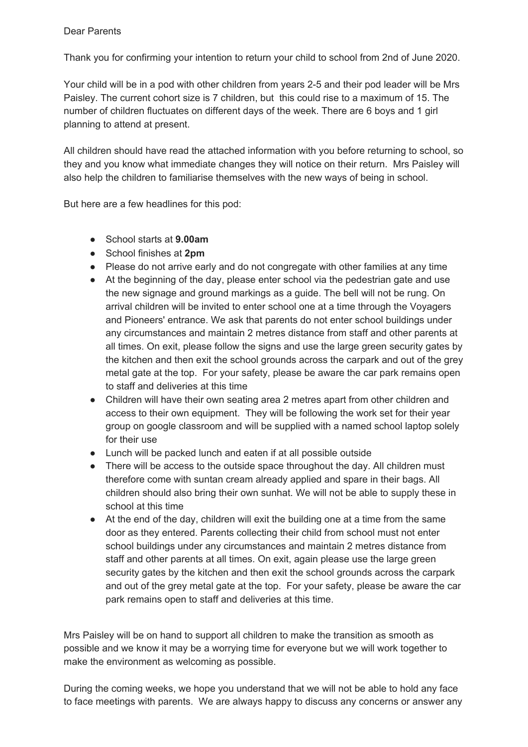Dear Parents

Thank you for confirming your intention to return your child to school from 2nd of June 2020.

Your child will be in a pod with other children from years 2-5 and their pod leader will be Mrs Paisley. The current cohort size is 7 children, but this could rise to a maximum of 15. The number of children fluctuates on different days of the week. There are 6 boys and 1 girl planning to attend at present.

All children should have read the attached information with you before returning to school, so they and you know what immediate changes they will notice on their return. Mrs Paisley will also help the children to familiarise themselves with the new ways of being in school.

But here are a few headlines for this pod:

- School starts at **9.00am**
- School finishes at **2pm**
- Please do not arrive early and do not congregate with other families at any time
- At the beginning of the day, please enter school via the pedestrian gate and use the new signage and ground markings as a guide. The bell will not be rung. On arrival children will be invited to enter school one at a time through the Voyagers and Pioneers' entrance. We ask that parents do not enter school buildings under any circumstances and maintain 2 metres distance from staff and other parents at all times. On exit, please follow the signs and use the large green security gates by the kitchen and then exit the school grounds across the carpark and out of the grey metal gate at the top. For your safety, please be aware the car park remains open to staff and deliveries at this time
- Children will have their own seating area 2 metres apart from other children and access to their own equipment. They will be following the work set for their year group on google classroom and will be supplied with a named school laptop solely for their use
- Lunch will be packed lunch and eaten if at all possible outside
- There will be access to the outside space throughout the day. All children must therefore come with suntan cream already applied and spare in their bags. All children should also bring their own sunhat. We will not be able to supply these in school at this time
- At the end of the day, children will exit the building one at a time from the same door as they entered. Parents collecting their child from school must not enter school buildings under any circumstances and maintain 2 metres distance from staff and other parents at all times. On exit, again please use the large green security gates by the kitchen and then exit the school grounds across the carpark and out of the grey metal gate at the top. For your safety, please be aware the car park remains open to staff and deliveries at this time.

Mrs Paisley will be on hand to support all children to make the transition as smooth as possible and we know it may be a worrying time for everyone but we will work together to make the environment as welcoming as possible.

During the coming weeks, we hope you understand that we will not be able to hold any face to face meetings with parents. We are always happy to discuss any concerns or answer any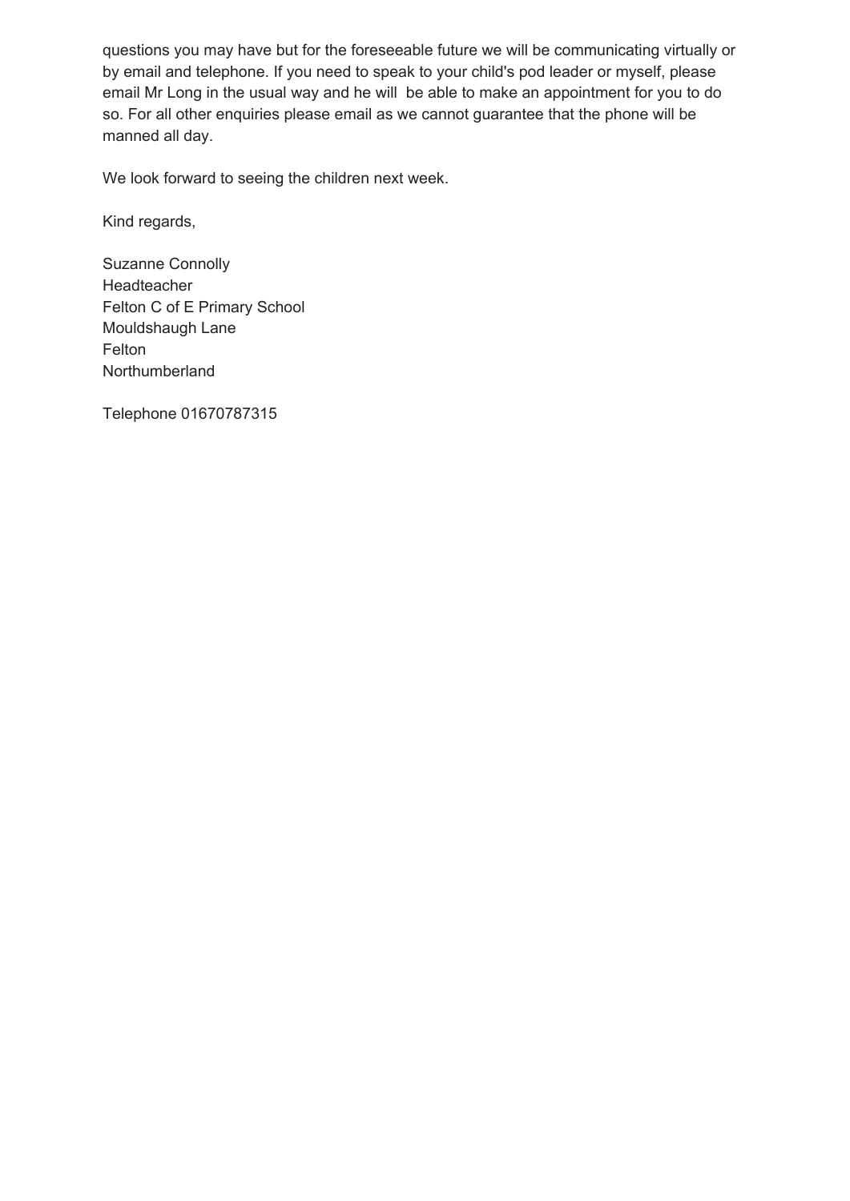questions you may have but for the foreseeable future we will be communicating virtually or by email and telephone. If you need to speak to your child's pod leader or myself, please email Mr Long in the usual way and he will be able to make an appointment for you to do so. For all other enquiries please email as we cannot guarantee that the phone will be manned all day.

We look forward to seeing the children next week.

Kind regards,

Suzanne Connolly  
Headteacher  
Felton C of E Primary School  
Mouldshaugh Lane  
Felton  
Northumberland

Telephone 01670787315